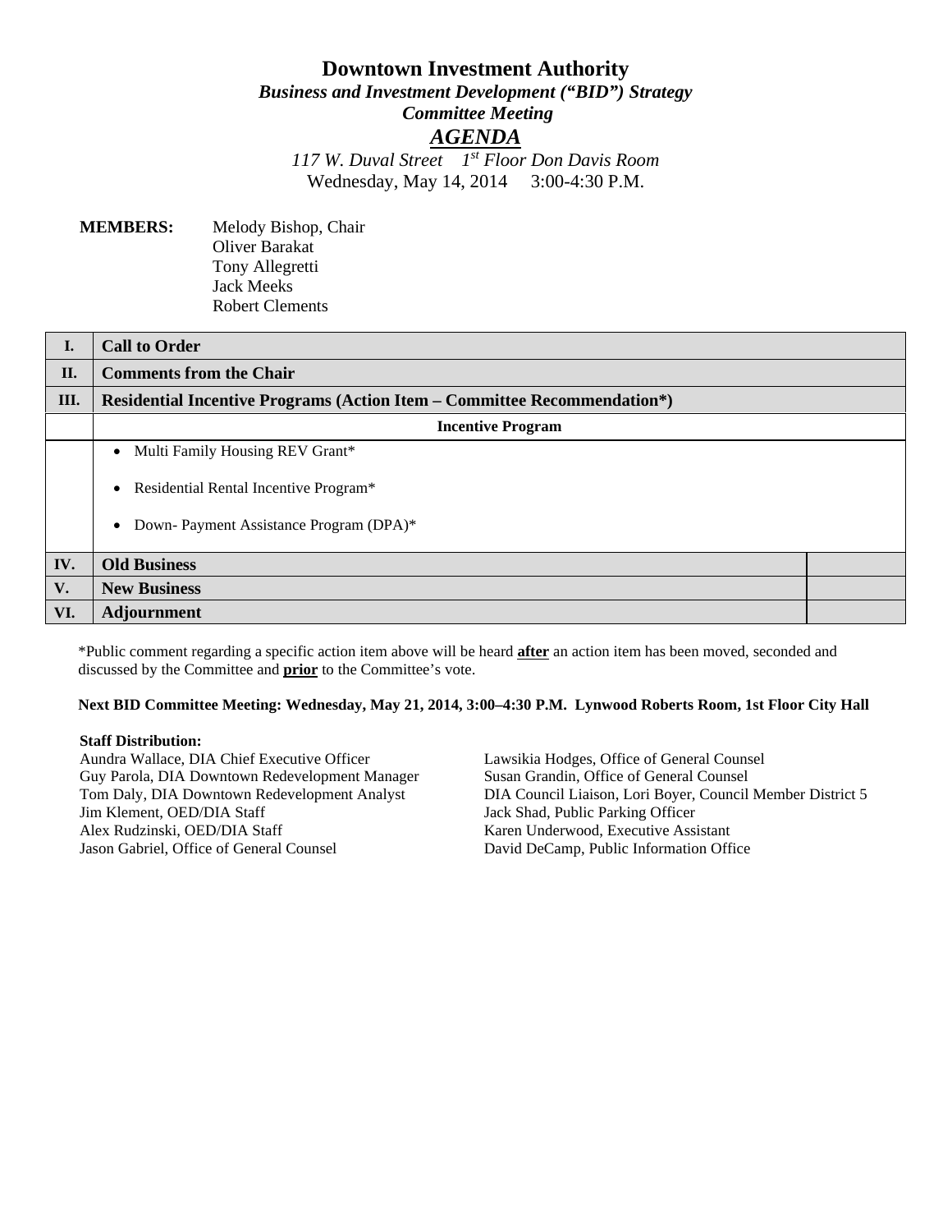# Downtown Investment Authority

## *Business and Investment Development ("BID") Strategy Committee Meeting*

## ***AGENDA***

*117 W. Duval Street 1st Floor Don Davis Room*
Wednesday, May 14, 2014 3:00-4:30 P.M.

**MEMBERS:** Melody Bishop, Chair
Oliver Barakat
Tony Allegretti
Jack Meeks
Robert Clements

| | | |
|---|---|---|
| **I.** | **Call to Order** | |
| **II.** | **Comments from the Chair** | |
| **III.** | **Residential Incentive Programs (Action Item – Committee Recommendation*)** | |
| | **Incentive Program** | |
| | • Multi Family Housing REV Grant*<br>• Residential Rental Incentive Program*<br>• Down- Payment Assistance Program (DPA)* | |
| **IV.** | **Old Business** | |
| **V.** | **New Business** | |
| **VI.** | **Adjournment** | |

*Public comment regarding a specific action item above will be heard **after** an action item has been moved, seconded and discussed by the Committee and **prior** to the Committee's vote.

**Next BID Committee Meeting: Wednesday, May 21, 2014, 3:00–4:30 P.M. Lynwood Roberts Room, 1st Floor City Hall**

**Staff Distribution:**
Aundra Wallace, DIA Chief Executive Officer
Guy Parola, DIA Downtown Redevelopment Manager
Tom Daly, DIA Downtown Redevelopment Analyst
Jim Klement, OED/DIA Staff
Alex Rudzinski, OED/DIA Staff
Jason Gabriel, Office of General Counsel
Lawsikia Hodges, Office of General Counsel
Susan Grandin, Office of General Counsel
DIA Council Liaison, Lori Boyer, Council Member District 5
Jack Shad, Public Parking Officer
Karen Underwood, Executive Assistant
David DeCamp, Public Information Office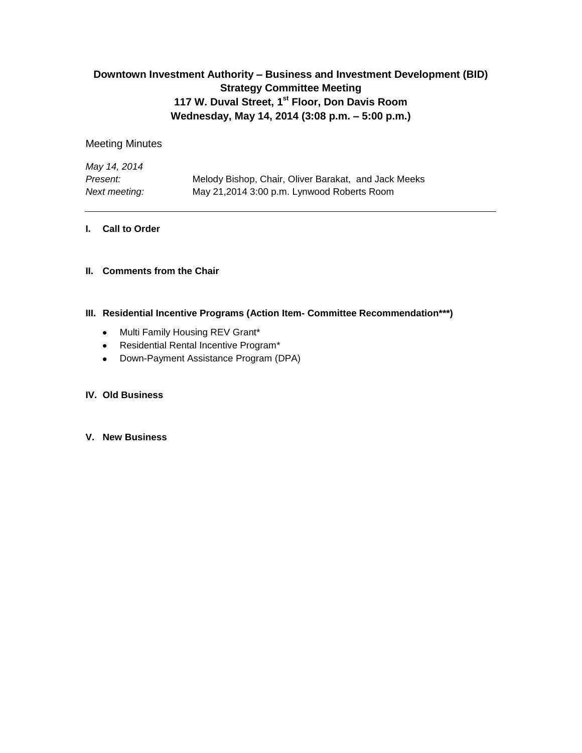**Downtown Investment Authority – Business and Investment Development (BID) Strategy Committee Meeting**
**117 W. Duval Street, 1st Floor, Don Davis Room**
**Wednesday, May 14, 2014 (3:08 p.m. – 5:00 p.m.)**

Meeting Minutes

| | |
|---|---|
| *May 14, 2014* | |
| *Present:* | Melody Bishop, Chair, Oliver Barakat, and Jack Meeks |
| *Next meeting:* | May 21,2014 3:00 p.m. Lynwood Roberts Room |

---

**I. Call to Order**

**II. Comments from the Chair**

**III. Residential Incentive Programs (Action Item- Committee Recommendation***)**

- Multi Family Housing REV Grant*
- Residential Rental Incentive Program*
- Down-Payment Assistance Program (DPA)

**IV. Old Business**

**V. New Business**